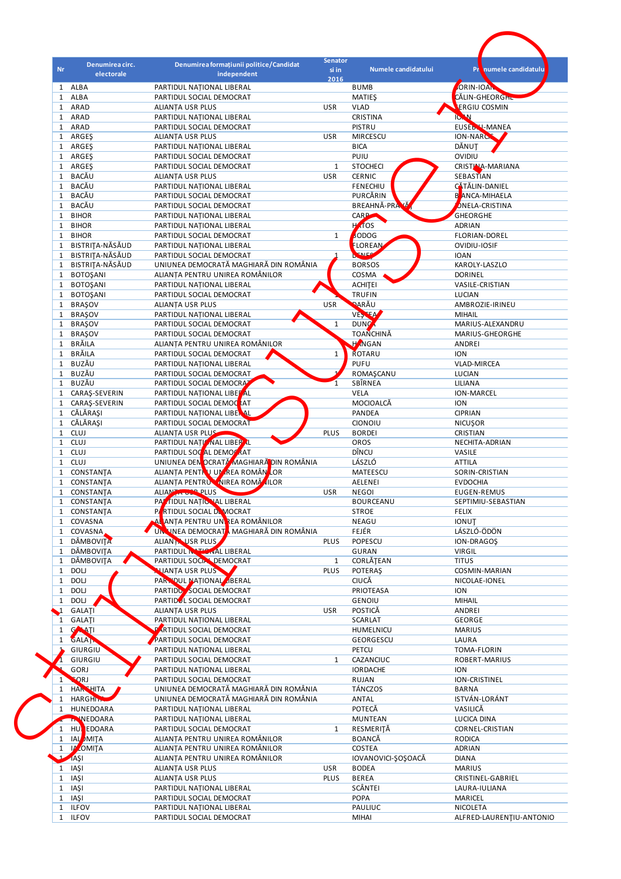| Nr | Denumirea circ. electorale | Denumirea formațiunii politice/Candidat independent | Senator și în 2016 | Numele candidatului | Prenumele candidatului |
|---|---|---|---|---|---|
| 1 | ALBA | PARTIDUL NAȚIONAL LIBERAL | | BUMB | SORIN-IOAN |
| 1 | ALBA | PARTIDUL SOCIAL DEMOCRAT | | MATIEȘ | CĂLIN-GHEORGHE |
| 1 | ARAD | ALIANȚA USR PLUS | USR | VLAD | SERGIU COSMIN |
| 1 | ARAD | PARTIDUL NAȚIONAL LIBERAL | | CRISTINA | IOAN |
| 1 | ARAD | PARTIDUL SOCIAL DEMOCRAT | | PISTRU | EUSEBIU-MANEA |
| 1 | ARGEȘ | ALIANȚA USR PLUS | USR | MIRCESCU | ION-NARCIS |
| 1 | ARGEȘ | PARTIDUL NAȚIONAL LIBERAL | | BICA | DĂNUȚ |
| 1 | ARGEȘ | PARTIDUL SOCIAL DEMOCRAT | | PUIU | OVIDIU |
| 1 | ARGEȘ | PARTIDUL SOCIAL DEMOCRAT | 1 | STOCHECI | CRISTINA-MARIANA |
| 1 | BACĂU | ALIANȚA USR PLUS | USR | CERNIC | SEBASTIAN |
| 1 | BACĂU | PARTIDUL NAȚIONAL LIBERAL | | FENECHIU | CĂTĂLIN-DANIEL |
| 1 | BACĂU | PARTIDUL SOCIAL DEMOCRAT | | PURCĂRIN | BIANCA-MIHAELA |
| 1 | BACĂU | PARTIDUL SOCIAL DEMOCRAT | | BREAHNĂ-PRAVĂȚ | IONELA-CRISTINA |
| 1 | BIHOR | PARTIDUL NAȚIONAL LIBERAL | | CARP | GHEORGHE |
| 1 | BIHOR | PARTIDUL NAȚIONAL LIBERAL | | HATOS | ADRIAN |
| 1 | BIHOR | PARTIDUL SOCIAL DEMOCRAT | 1 | BODOG | FLORIAN-DOREL |
| 1 | BISTRIȚA-NĂSĂUD | PARTIDUL NAȚIONAL LIBERAL | | FLOREAN | OVIDIU-IOSIF |
| 1 | BISTRIȚA-NĂSĂUD | PARTIDUL SOCIAL DEMOCRAT | 1 | DENEȘ | IOAN |
| 1 | BISTRIȚA-NĂSĂUD | UNIUNEA DEMOCRATĂ MAGHIARĂ DIN ROMÂNIA | | BORSOS | KAROLY-LASZLO |
| 1 | BOTOȘANI | ALIANȚA PENTRU UNIREA ROMÂNILOR | | COSMA | DORINEL |
| 1 | BOTOȘANI | PARTIDUL NAȚIONAL LIBERAL | | ACHIȚEI | VASILE-CRISTIAN |
| 1 | BOTOȘANI | PARTIDUL SOCIAL DEMOCRAT | | TRUFIN | LUCIAN |
| 1 | BRAȘOV | ALIANȚA USR PLUS | USR | DARĂU | AMBROZIE-IRINEU |
| 1 | BRAȘOV | PARTIDUL NAȚIONAL LIBERAL | | VEȘTEA | MIHAIL |
| 1 | BRAȘOV | PARTIDUL SOCIAL DEMOCRAT | 1 | DUNCA | MARIUS-ALEXANDRU |
| 1 | BRAȘOV | PARTIDUL SOCIAL DEMOCRAT | | TOANCHINĂ | MARIUS-GHEORGHE |
| 1 | BRĂILA | ALIANȚA PENTRU UNIREA ROMÂNILOR | | HANGAN | ANDREI |
| 1 | BRĂILA | PARTIDUL SOCIAL DEMOCRAT | 1 | ROTARU | ION |
| 1 | BUZĂU | PARTIDUL NAȚIONAL LIBERAL | | PUFU | VLAD-MIRCEA |
| 1 | BUZĂU | PARTIDUL SOCIAL DEMOCRAT | 1 | ROMAȘCANU | LUCIAN |
| 1 | BUZĂU | PARTIDUL SOCIAL DEMOCRAT | 1 | SBÎRNEA | LILIANA |
| 1 | CARAȘ-SEVERIN | PARTIDUL NAȚIONAL LIBERAL | | VELA | ION-MARCEL |
| 1 | CARAȘ-SEVERIN | PARTIDUL SOCIAL DEMOCRAT | | MOCIOALCĂ | ION |
| 1 | CĂLĂRAȘI | PARTIDUL NAȚIONAL LIBERAL | | PANDEA | CIPRIAN |
| 1 | CĂLĂRAȘI | PARTIDUL SOCIAL DEMOCRAT | | CIONOIU | NICUȘOR |
| 1 | CLUJ | ALIANȚA USR PLUS | PLUS | BORDEI | CRISTIAN |
| 1 | CLUJ | PARTIDUL NAȚIONAL LIBERAL | | OROS | NECHITA-ADRIAN |
| 1 | CLUJ | PARTIDUL SOCIAL DEMOCRAT | | DÎNCU | VASILE |
| 1 | CLUJ | UNIUNEA DEMOCRATĂ MAGHIARĂ DIN ROMÂNIA | | LÁSZLÓ | ATTILA |
| 1 | CONSTANȚA | ALIANȚA PENTRU UNIREA ROMÂNILOR | | MATEESCU | SORIN-CRISTIAN |
| 1 | CONSTANȚA | ALIANȚA PENTRU UNIREA ROMÂNILOR | | AELENEI | EVDOCHIA |
| 1 | CONSTANȚA | ALIANȚA USR PLUS | USR | NEGOI | EUGEN-REMUS |
| 1 | CONSTANȚA | PARTIDUL NAȚIONAL LIBERAL | | BOURCEANU | SEPTIMIU-SEBASTIAN |
| 1 | CONSTANȚA | PARTIDUL SOCIAL DEMOCRAT | | STROE | FELIX |
| 1 | COVASNA | ALIANȚA PENTRU UNIREA ROMÂNILOR | | NEAGU | IONUȚ |
| 1 | COVASNA | UNIUNEA DEMOCRATĂ MAGHIARĂ DIN ROMÂNIA | | FEJÉR | LÁSZLÓ-ÖDÖN |
| 1 | DÂMBOVIȚA | ALIANȚA USR PLUS | PLUS | POPESCU | ION-DRAGOȘ |
| 1 | DÂMBOVIȚA | PARTIDUL NAȚIONAL LIBERAL | | GURAN | VIRGIL |
| 1 | DÂMBOVIȚA | PARTIDUL SOCIAL DEMOCRAT | 1 | CORLĂȚEAN | TITUS |
| 1 | DOLJ | ALIANȚA USR PLUS | PLUS | POTERAȘ | COSMIN-MARIAN |
| 1 | DOLJ | PARTIDUL NAȚIONAL LIBERAL | | CIUCĂ | NICOLAE-IONEL |
| 1 | DOLJ | PARTIDUL SOCIAL DEMOCRAT | | PRIOTEASA | ION |
| 1 | DOLJ | PARTIDUL SOCIAL DEMOCRAT | | GENOIU | MIHAIL |
| 1 | GALAȚI | ALIANȚA USR PLUS | USR | POSTICĂ | ANDREI |
| 1 | GALAȚI | PARTIDUL NAȚIONAL LIBERAL | | SCARLAT | GEORGE |
| 1 | GALAȚI | PARTIDUL SOCIAL DEMOCRAT | | HUMELNICU | MARIUS |
| 1 | GALAȚI | PARTIDUL SOCIAL DEMOCRAT | | GEORGESCU | LAURA |
| 1 | GIURGIU | PARTIDUL NAȚIONAL LIBERAL | | PETCU | TOMA-FLORIN |
| 1 | GIURGIU | PARTIDUL SOCIAL DEMOCRAT | 1 | CAZANCIUC | ROBERT-MARIUS |
| 1 | GORJ | PARTIDUL NAȚIONAL LIBERAL | | IORDACHE | ION |
| 1 | GORJ | PARTIDUL SOCIAL DEMOCRAT | | RUJAN | ION-CRISTINEL |
| 1 | HARGHITA | UNIUNEA DEMOCRATĂ MAGHIARĂ DIN ROMÂNIA | | TÁNCZOS | BARNA |
| 1 | HARGHITA | UNIUNEA DEMOCRATĂ MAGHIARĂ DIN ROMÂNIA | | ANTAL | ISTVÁN-LORÁNT |
| 1 | HUNEDOARA | PARTIDUL NAȚIONAL LIBERAL | | POTECĂ | VASILICĂ |
| 1 | HUNEDOARA | PARTIDUL NAȚIONAL LIBERAL | | MUNTEAN | LUCICA DINA |
| 1 | HUNEDOARA | PARTIDUL SOCIAL DEMOCRAT | 1 | RESMERIȚĂ | CORNEL-CRISTIAN |
| 1 | IALOMIȚA | ALIANȚA PENTRU UNIREA ROMÂNILOR | | BOANCĂ | RODICA |
| 1 | IALOMIȚA | ALIANȚA PENTRU UNIREA ROMÂNILOR | | COSTEA | ADRIAN |
| 1 | IAȘI | ALIANȚA PENTRU UNIREA ROMÂNILOR | | IOVANOVICI-ȘOȘOACĂ | DIANA |
| 1 | IAȘI | ALIANȚA USR PLUS | USR | BODEA | MARIUS |
| 1 | IAȘI | ALIANȚA USR PLUS | PLUS | BEREA | CRISTINEL-GABRIEL |
| 1 | IAȘI | PARTIDUL NAȚIONAL LIBERAL | | SCÂNTEI | LAURA-IULIANA |
| 1 | IAȘI | PARTIDUL SOCIAL DEMOCRAT | | POPA | MARICEL |
| 1 | ILFOV | PARTIDUL NAȚIONAL LIBERAL | | PAULIUC | NICOLETA |
| 1 | ILFOV | PARTIDUL SOCIAL DEMOCRAT | | MIHAI | ALFRED-LAURENȚIU-ANTONIO |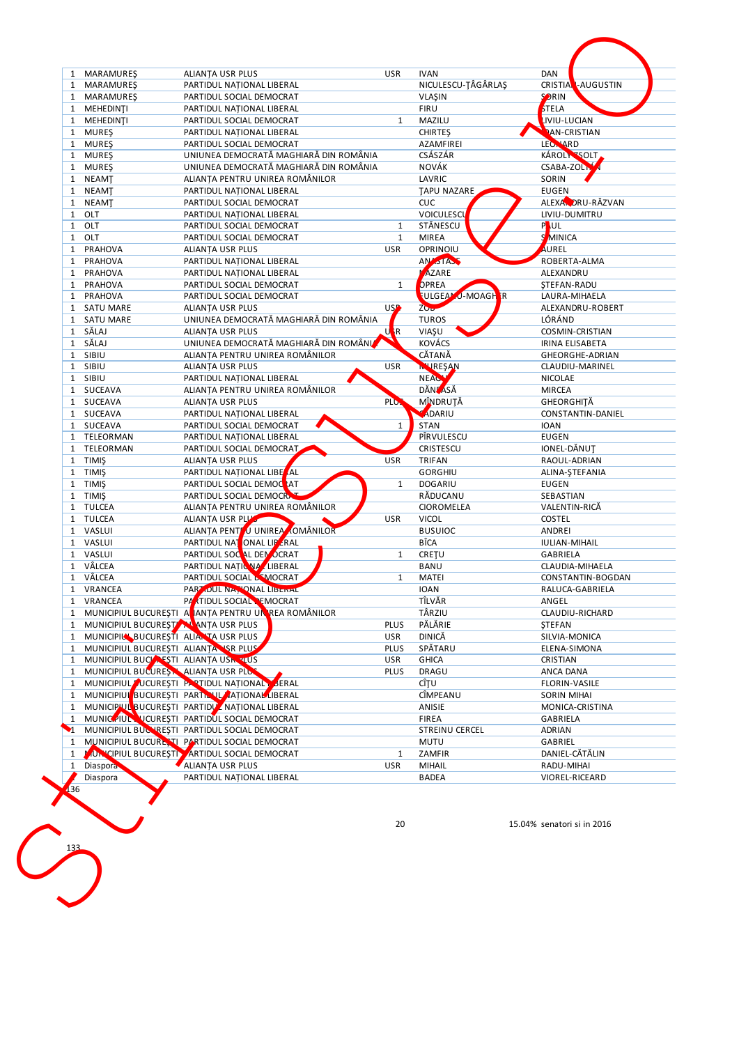| | | | | | |
|---|---|---|---|---|---|
| 1 | MARAMUREŞ | ALIANŢA USR PLUS | USR | IVAN | DAN |
| 1 | MARAMUREŞ | PARTIDUL NAŢIONAL LIBERAL | | NICULESCU-ŢÂGÂRLAŞ | CRISTIAN-AUGUSTIN |
| 1 | MARAMUREŞ | PARTIDUL SOCIAL DEMOCRAT | | VLAŞIN | SORIN |
| 1 | MEHEDINŢI | PARTIDUL NAŢIONAL LIBERAL | | FIRU | STELA |
| 1 | MEHEDINŢI | PARTIDUL SOCIAL DEMOCRAT | 1 | MAZILU | LIVIU-LUCIAN |
| 1 | MUREŞ | PARTIDUL NAŢIONAL LIBERAL | | CHIRTEŞ | IOAN-CRISTIAN |
| 1 | MUREŞ | PARTIDUL SOCIAL DEMOCRAT | | AZAMFIREI | LEONARD |
| 1 | MUREŞ | UNIUNEA DEMOCRATĂ MAGHIARĂ DIN ROMÂNIA | | CSÁSZÁR | KÁROLY ZSOLT |
| 1 | MUREŞ | UNIUNEA DEMOCRATĂ MAGHIARĂ DIN ROMÂNIA | | NOVÁK | CSABA-ZOLTÁN |
| 1 | NEAMŢ | ALIANŢA PENTRU UNIREA ROMÂNILOR | | LAVRIC | SORIN |
| 1 | NEAMŢ | PARTIDUL NAŢIONAL LIBERAL | | ŢAPU NAZARE | EUGEN |
| 1 | NEAMŢ | PARTIDUL SOCIAL DEMOCRAT | | CUC | ALEXANDRU-RĂZVAN |
| 1 | OLT | PARTIDUL NAŢIONAL LIBERAL | | VOICULESCU | LIVIU-DUMITRU |
| 1 | OLT | PARTIDUL SOCIAL DEMOCRAT | 1 | STĂNESCU | PAUL |
| 1 | OLT | PARTIDUL SOCIAL DEMOCRAT | 1 | MIREA | SIMINICA |
| 1 | PRAHOVA | ALIANŢA USR PLUS | USR | OPRINOIU | AUREL |
| 1 | PRAHOVA | PARTIDUL NAŢIONAL LIBERAL | | ANASTASE | ROBERTA-ALMA |
| 1 | PRAHOVA | PARTIDUL NAŢIONAL LIBERAL | | NAZARE | ALEXANDRU |
| 1 | PRAHOVA | PARTIDUL SOCIAL DEMOCRAT | 1 | OPREA | ŞTEFAN-RADU |
| 1 | PRAHOVA | PARTIDUL SOCIAL DEMOCRAT | | FULGEANU-MOAGHER | LAURA-MIHAELA |
| 1 | SATU MARE | ALIANŢA USR PLUS | USR | ZOB | ALEXANDRU-ROBERT |
| 1 | SATU MARE | UNIUNEA DEMOCRATĂ MAGHIARĂ DIN ROMÂNIA | | TUROS | LÓRÁND |
| 1 | SĂLAJ | ALIANŢA USR PLUS | USR | VIAŞU | COSMIN-CRISTIAN |
| 1 | SĂLAJ | UNIUNEA DEMOCRATĂ MAGHIARĂ DIN ROMÂNIA | | KOVÁCS | IRINA ELISABETA |
| 1 | SIBIU | ALIANŢA PENTRU UNIREA ROMÂNILOR | | CĂTANĂ | GHEORGHE-ADRIAN |
| 1 | SIBIU | ALIANŢA USR PLUS | USR | MUREŞAN | CLAUDIU-MARINEL |
| 1 | SIBIU | PARTIDUL NAŢIONAL LIBERAL | | NEAGU | NICOLAE |
| 1 | SUCEAVA | ALIANŢA PENTRU UNIREA ROMÂNILOR | | DĂNEASĂ | MIRCEA |
| 1 | SUCEAVA | ALIANŢA USR PLUS | PLUS | MÎNDRUŢĂ | GHEORGHIŢĂ |
| 1 | SUCEAVA | PARTIDUL NAŢIONAL LIBERAL | | CADARIU | CONSTANTIN-DANIEL |
| 1 | SUCEAVA | PARTIDUL SOCIAL DEMOCRAT | 1 | STAN | IOAN |
| 1 | TELEORMAN | PARTIDUL NAŢIONAL LIBERAL | | PÎRVULESCU | EUGEN |
| 1 | TELEORMAN | PARTIDUL SOCIAL DEMOCRAT | | CRISTESCU | IONEL-DĂNUŢ |
| 1 | TIMIŞ | ALIANŢA USR PLUS | USR | TRIFAN | RAOUL-ADRIAN |
| 1 | TIMIŞ | PARTIDUL NAŢIONAL LIBERAL | | GORGHIU | ALINA-ŞTEFANIA |
| 1 | TIMIŞ | PARTIDUL SOCIAL DEMOCRAT | 1 | DOGARIU | EUGEN |
| 1 | TIMIŞ | PARTIDUL SOCIAL DEMOCRAT | | RĂDUCANU | SEBASTIAN |
| 1 | TULCEA | ALIANŢA PENTRU UNIREA ROMÂNILOR | | CIOROMELEA | VALENTIN-RICĂ |
| 1 | TULCEA | ALIANŢA USR PLUS | USR | VICOL | COSTEL |
| 1 | VASLUI | ALIANŢA PENTRU UNIREA ROMÂNILOR | | BUSUIOC | ANDREI |
| 1 | VASLUI | PARTIDUL NAŢIONAL LIBERAL | | BÎCA | IULIAN-MIHAIL |
| 1 | VASLUI | PARTIDUL SOCIAL DEMOCRAT | 1 | CREŢU | GABRIELA |
| 1 | VÂLCEA | PARTIDUL NAŢIONAL LIBERAL | | BANU | CLAUDIA-MIHAELA |
| 1 | VÂLCEA | PARTIDUL SOCIAL DEMOCRAT | 1 | MATEI | CONSTANTIN-BOGDAN |
| 1 | VRANCEA | PARTIDUL NAŢIONAL LIBERAL | | IOAN | RALUCA-GABRIELA |
| 1 | VRANCEA | PARTIDUL SOCIAL DEMOCRAT | | TÎLVĂR | ANGEL |
| 1 | MUNICIPIUL BUCUREŞTI | ALIANŢA PENTRU UNIREA ROMÂNILOR | | TÂRZIU | CLAUDIU-RICHARD |
| 1 | MUNICIPIUL BUCUREŞTI | ALIANŢA USR PLUS | PLUS | PĂLĂRIE | ŞTEFAN |
| 1 | MUNICIPIUL BUCUREŞTI | ALIANŢA USR PLUS | USR | DINICĂ | SILVIA-MONICA |
| 1 | MUNICIPIUL BUCUREŞTI | ALIANŢA USR PLUS | PLUS | SPĂTARU | ELENA-SIMONA |
| 1 | MUNICIPIUL BUCUREŞTI | ALIANŢA USR PLUS | USR | GHICA | CRISTIAN |
| 1 | MUNICIPIUL BUCUREŞTI | ALIANŢA USR PLUS | PLUS | DRAGU | ANCA DANA |
| 1 | MUNICIPIUL BUCUREŞTI | PARTIDUL NAŢIONAL LIBERAL | | CÎŢU | FLORIN-VASILE |
| 1 | MUNICIPIUL BUCUREŞTI | PARTIDUL NAŢIONAL LIBERAL | | CÎMPEANU | SORIN MIHAI |
| 1 | MUNICIPIUL BUCUREŞTI | PARTIDUL NAŢIONAL LIBERAL | | ANISIE | MONICA-CRISTINA |
| 1 | MUNICIPIUL BUCUREŞTI | PARTIDUL SOCIAL DEMOCRAT | | FIREA | GABRIELA |
| 1 | MUNICIPIUL BUCUREŞTI | PARTIDUL SOCIAL DEMOCRAT | | STREINU CERCEL | ADRIAN |
| 1 | MUNICIPIUL BUCUREŞTI | PARTIDUL SOCIAL DEMOCRAT | | MUTU | GABRIEL |
| 1 | MUNICIPIUL BUCUREŞTI | PARTIDUL SOCIAL DEMOCRAT | 1 | ZAMFIR | DANIEL-CĂTĂLIN |
| 1 | Diaspora | ALIANŢA USR PLUS | USR | MIHAIL | RADU-MIHAI |
| 1 | Diaspora | PARTIDUL NAŢIONAL LIBERAL | | BADEA | VIOREL-RICEARD |

136

20 15.04% senatori si in 2016

133